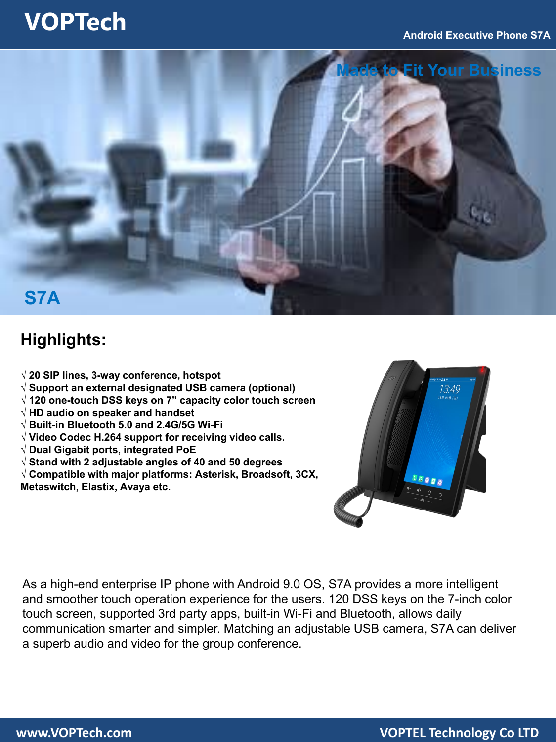# VOPTech

Android Executive Phone S7A

Made to Fit Your Business

## S7A

## Highlights:

√ 20 SIP lines, 3-way conference, hotspot
√ Support an external designated USB camera (optional)
√ 120 one-touch DSS keys on 7” capacity color touch screen
√ HD audio on speaker and handset
√ Built-in Bluetooth 5.0 and 2.4G/5G Wi-Fi
√ Video Codec H.264 support for receiving video calls.
√ Dual Gigabit ports, integrated PoE
√ Stand with 2 adjustable angles of 40 and 50 degrees
√ Compatible with major platforms: Asterisk, Broadsoft, 3CX, Metaswitch, Elastix, Avaya etc.

As a high-end enterprise IP phone with Android 9.0 OS, S7A provides a more intelligent and smoother touch operation experience for the users. 120 DSS keys on the 7-inch color touch screen, supported 3rd party apps, built-in Wi-Fi and Bluetooth, allows daily communication smarter and simpler. Matching an adjustable USB camera, S7A can deliver a superb audio and video for the group conference.

www.VOPTech.com VOPTEL Technology Co LTD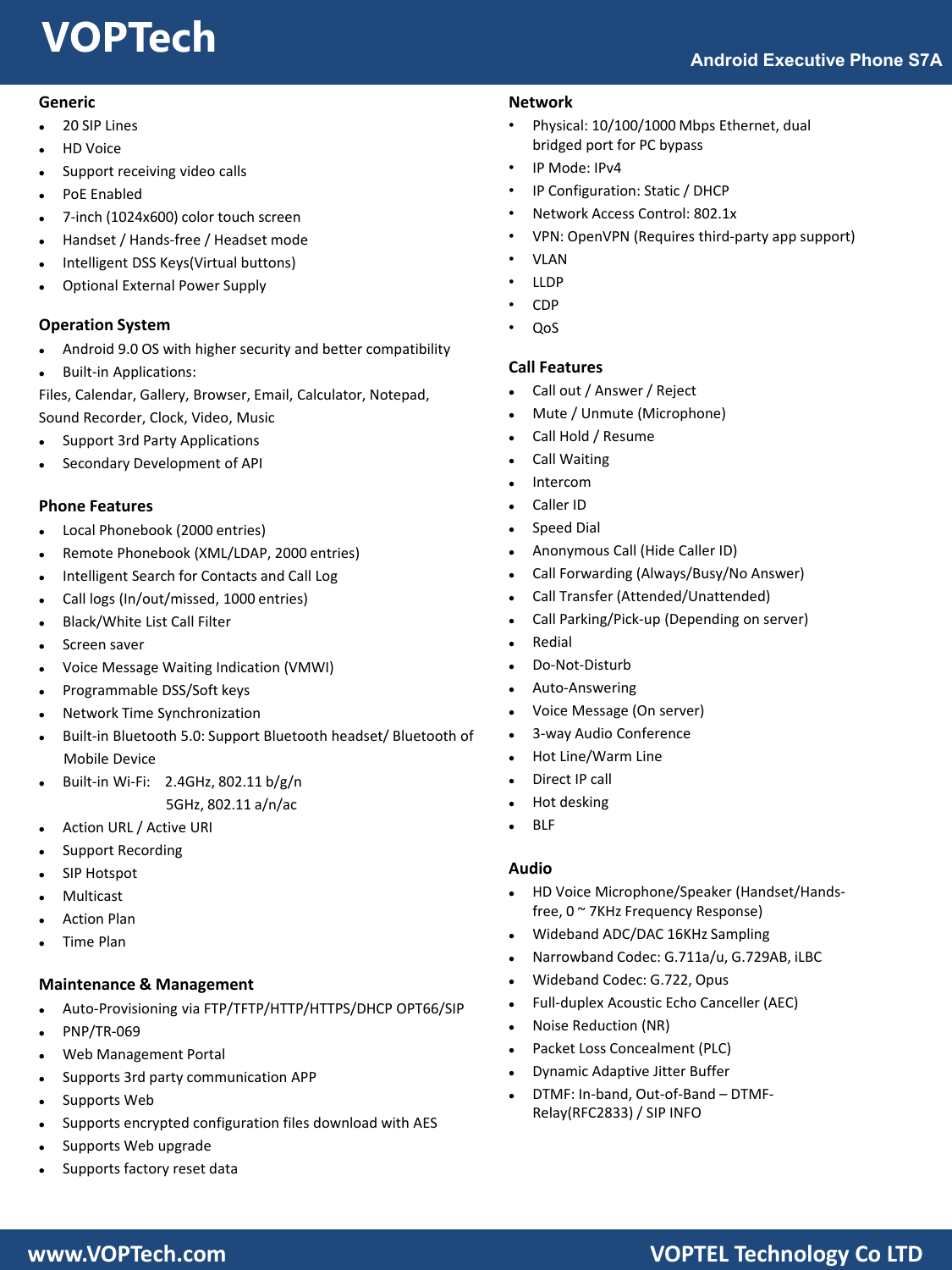## Generic

- 20 SIP Lines
- HD Voice
- Support receiving video calls
- PoE Enabled
- 7-inch (1024x600) color touch screen
- Handset / Hands-free / Headset mode
- Intelligent DSS Keys(Virtual buttons)
- Optional External Power Supply

## Operation System

- Android 9.0 OS with higher security and better compatibility
- Built-in Applications:

Files, Calendar, Gallery, Browser, Email, Calculator, Notepad, Sound Recorder, Clock, Video, Music

- Support 3rd Party Applications
- Secondary Development of API

## Phone Features

- Local Phonebook (2000 entries)
- Remote Phonebook (XML/LDAP, 2000 entries)
- Intelligent Search for Contacts and Call Log
- Call logs (In/out/missed, 1000 entries)
- Black/White List Call Filter
- Screen saver
- Voice Message Waiting Indication (VMWI)
- Programmable DSS/Soft keys
- Network Time Synchronization
- Built-in Bluetooth 5.0: Support Bluetooth headset/ Bluetooth of Mobile Device
- Built-in Wi-Fi: 2.4GHz, 802.11 b/g/n
  5GHz, 802.11 a/n/ac
- Action URL / Active URI
- Support Recording
- SIP Hotspot
- Multicast
- Action Plan
- Time Plan

## Maintenance & Management

- Auto-Provisioning via FTP/TFTP/HTTP/HTTPS/DHCP OPT66/SIP
- PNP/TR-069
- Web Management Portal
- Supports 3rd party communication APP
- Supports Web
- Supports encrypted configuration files download with AES
- Supports Web upgrade
- Supports factory reset data

## Network

- Physical: 10/100/1000 Mbps Ethernet, dual bridged port for PC bypass
- IP Mode: IPv4
- IP Configuration: Static / DHCP
- Network Access Control: 802.1x
- VPN: OpenVPN (Requires third-party app support)
- VLAN
- LLDP
- CDP
- QoS

## Call Features

- Call out / Answer / Reject
- Mute / Unmute (Microphone)
- Call Hold / Resume
- Call Waiting
- Intercom
- Caller ID
- Speed Dial
- Anonymous Call (Hide Caller ID)
- Call Forwarding (Always/Busy/No Answer)
- Call Transfer (Attended/Unattended)
- Call Parking/Pick-up (Depending on server)
- Redial
- Do-Not-Disturb
- Auto-Answering
- Voice Message (On server)
- 3-way Audio Conference
- Hot Line/Warm Line
- Direct IP call
- Hot desking
- BLF

## Audio

- HD Voice Microphone/Speaker (Handset/Hands-free, 0 ~ 7KHz Frequency Response)
- Wideband ADC/DAC 16KHz Sampling
- Narrowband Codec: G.711a/u, G.729AB, iLBC
- Wideband Codec: G.722, Opus
- Full-duplex Acoustic Echo Canceller (AEC)
- Noise Reduction (NR)
- Packet Loss Concealment (PLC)
- Dynamic Adaptive Jitter Buffer
- DTMF: In-band, Out-of-Band – DTMF-Relay(RFC2833) / SIP INFO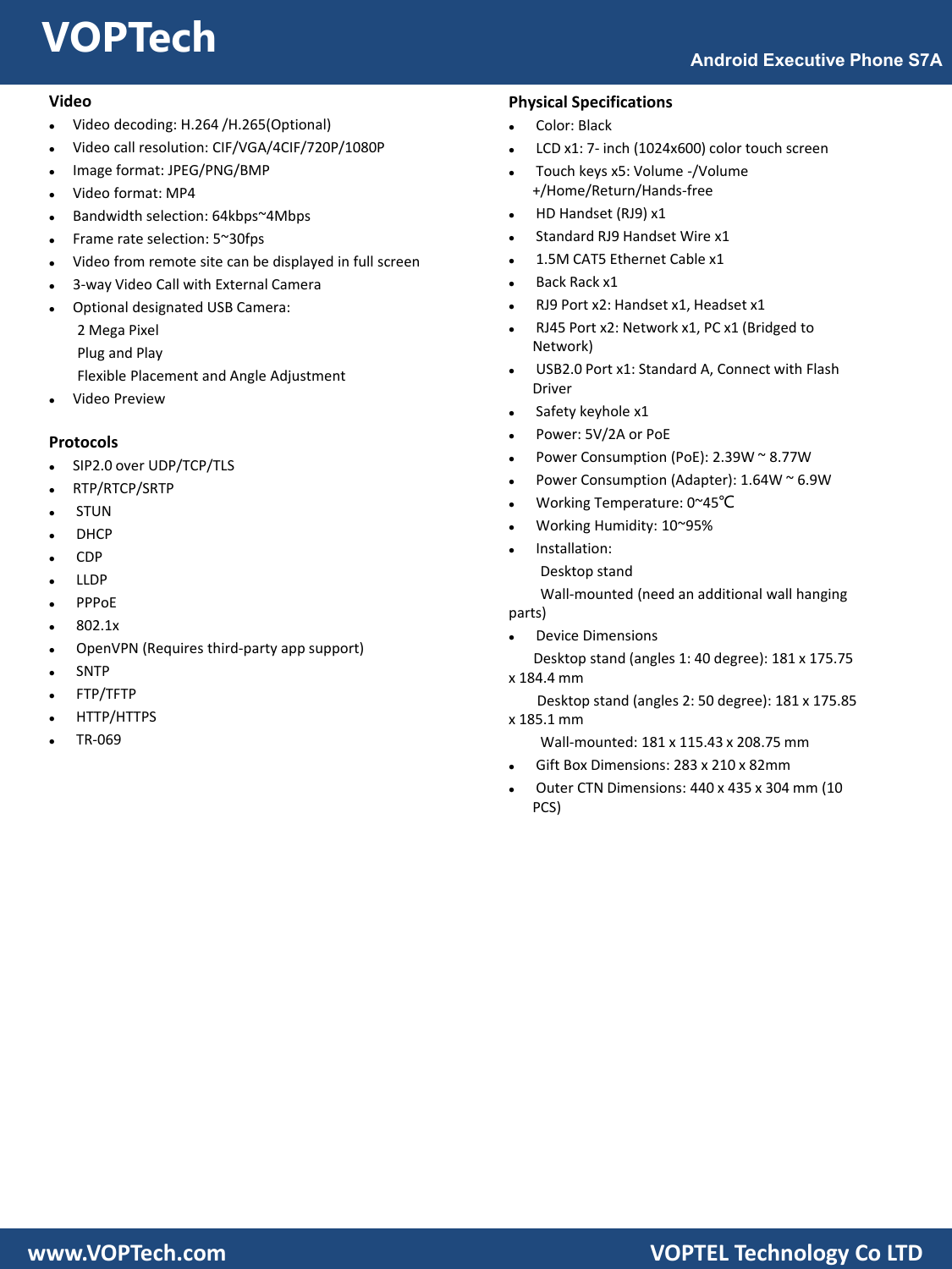## Video

- Video decoding: H.264 /H.265(Optional)
- Video call resolution: CIF/VGA/4CIF/720P/1080P
- Image format: JPEG/PNG/BMP
- Video format: MP4
- Bandwidth selection: 64kbps~4Mbps
- Frame rate selection: 5~30fps
- Video from remote site can be displayed in full screen
- 3-way Video Call with External Camera
- Optional designated USB Camera:
  2 Mega Pixel
  Plug and Play
  Flexible Placement and Angle Adjustment
- Video Preview

## Protocols

- SIP2.0 over UDP/TCP/TLS
- RTP/RTCP/SRTP
- STUN
- DHCP
- CDP
- LLDP
- PPPoE
- 802.1x
- OpenVPN (Requires third-party app support)
- SNTP
- FTP/TFTP
- HTTP/HTTPS
- TR-069

## Physical Specifications

- Color: Black
- LCD x1: 7- inch (1024x600) color touch screen
- Touch keys x5: Volume -/Volume +/Home/Return/Hands-free
- HD Handset (RJ9) x1
- Standard RJ9 Handset Wire x1
- 1.5M CAT5 Ethernet Cable x1
- Back Rack x1
- RJ9 Port x2: Handset x1, Headset x1
- RJ45 Port x2: Network x1, PC x1 (Bridged to Network)
- USB2.0 Port x1: Standard A, Connect with Flash Driver
- Safety keyhole x1
- Power: 5V/2A or PoE
- Power Consumption (PoE): 2.39W ~ 8.77W
- Power Consumption (Adapter): 1.64W ~ 6.9W
- Working Temperature: 0~45℃
- Working Humidity: 10~95%
- Installation:
  Desktop stand
  Wall-mounted (need an additional wall hanging parts)
- Device Dimensions
  Desktop stand (angles 1: 40 degree): 181 x 175.75 x 184.4 mm
  Desktop stand (angles 2: 50 degree): 181 x 175.85 x 185.1 mm
  Wall-mounted: 181 x 115.43 x 208.75 mm
- Gift Box Dimensions: 283 x 210 x 82mm
- Outer CTN Dimensions: 440 x 435 x 304 mm (10 PCS)